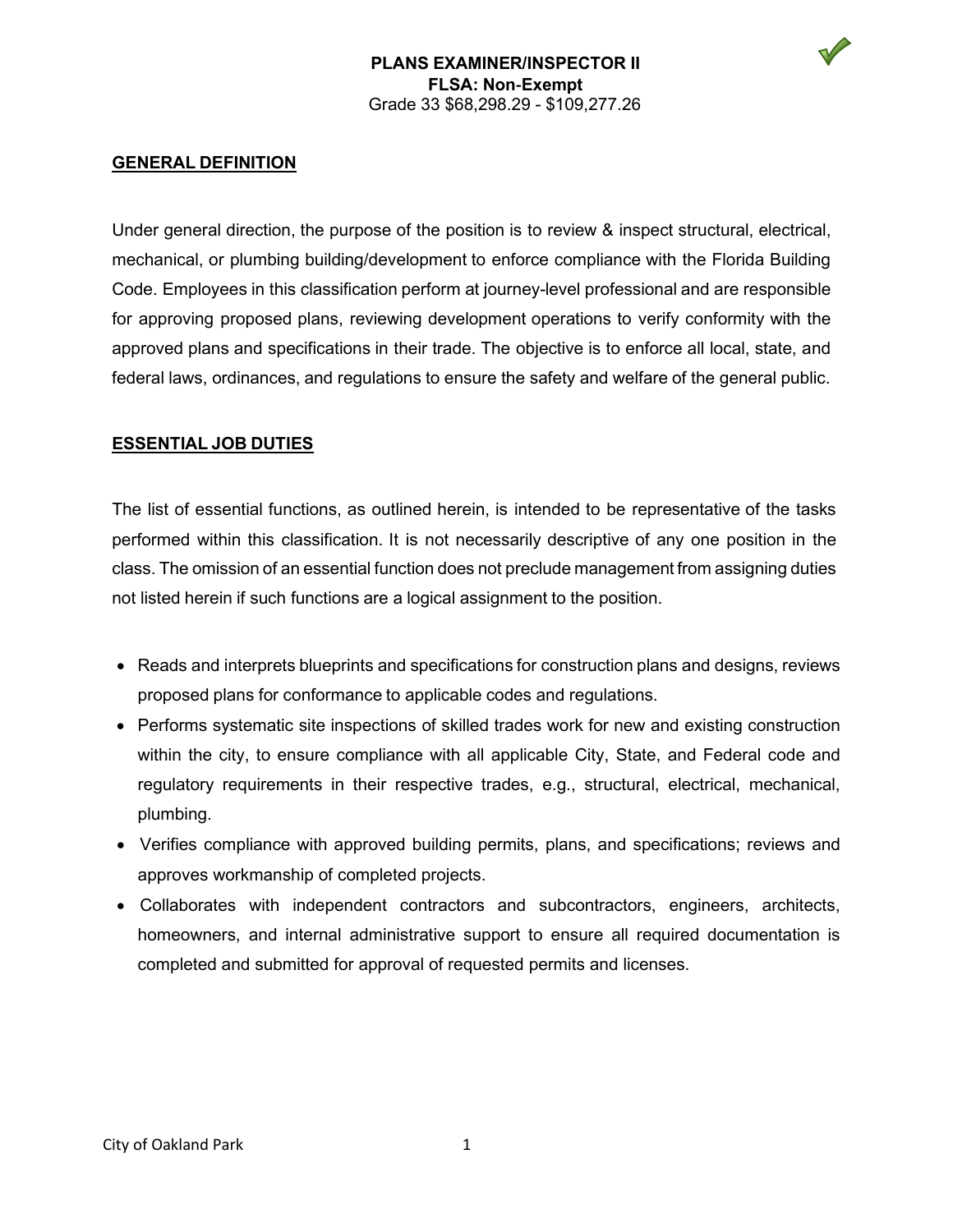# PLANS EXAMINER/INSPECTOR II

**FLSA: Non-Exempt**

Grade 33 $68,298.29 - $109,277.26

## GENERAL DEFINITION

Under general direction, the purpose of the position is to review & inspect structural, electrical, mechanical, or plumbing building/development to enforce compliance with the Florida Building Code. Employees in this classification perform at journey-level professional and are responsible for approving proposed plans, reviewing development operations to verify conformity with the approved plans and specifications in their trade. The objective is to enforce all local, state, and federal laws, ordinances, and regulations to ensure the safety and welfare of the general public.

## ESSENTIAL JOB DUTIES

The list of essential functions, as outlined herein, is intended to be representative of the tasks performed within this classification. It is not necessarily descriptive of any one position in the class. The omission of an essential function does not preclude management from assigning duties not listed herein if such functions are a logical assignment to the position.

- Reads and interprets blueprints and specifications for construction plans and designs, reviews proposed plans for conformance to applicable codes and regulations.
- Performs systematic site inspections of skilled trades work for new and existing construction within the city, to ensure compliance with all applicable City, State, and Federal code and regulatory requirements in their respective trades, e.g., structural, electrical, mechanical, plumbing.
- Verifies compliance with approved building permits, plans, and specifications; reviews and approves workmanship of completed projects.
- Collaborates with independent contractors and subcontractors, engineers, architects, homeowners, and internal administrative support to ensure all required documentation is completed and submitted for approval of requested permits and licenses.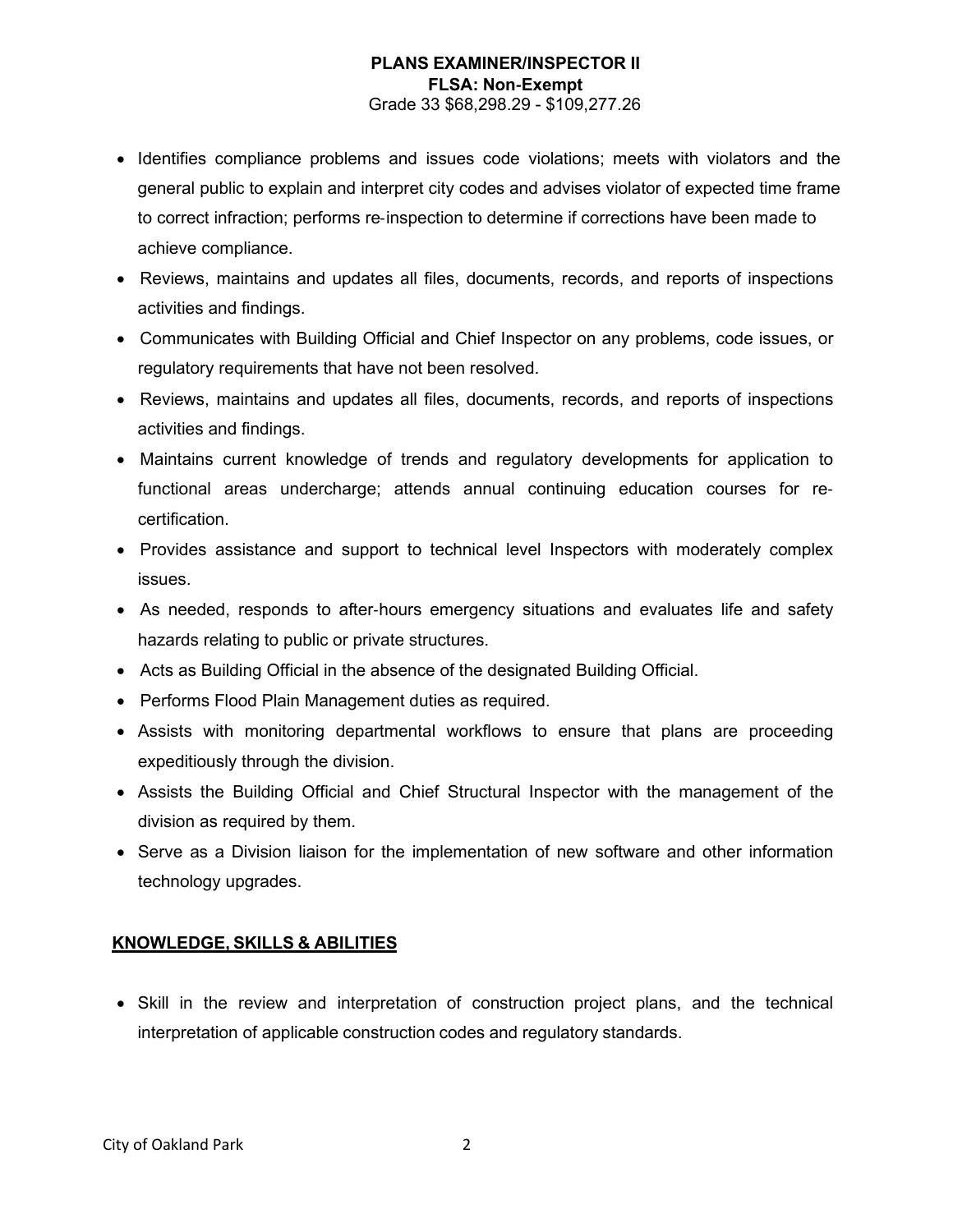- Identifies compliance problems and issues code violations; meets with violators and the general public to explain and interpret city codes and advises violator of expected time frame to correct infraction; performs re-inspection to determine if corrections have been made to achieve compliance.
- Reviews, maintains and updates all files, documents, records, and reports of inspections activities and findings.
- Communicates with Building Official and Chief Inspector on any problems, code issues, or regulatory requirements that have not been resolved.
- Reviews, maintains and updates all files, documents, records, and reports of inspections activities and findings.
- Maintains current knowledge of trends and regulatory developments for application to functional areas undercharge; attends annual continuing education courses for re-certification.
- Provides assistance and support to technical level Inspectors with moderately complex issues.
- As needed, responds to after-hours emergency situations and evaluates life and safety hazards relating to public or private structures.
- Acts as Building Official in the absence of the designated Building Official.
- Performs Flood Plain Management duties as required.
- Assists with monitoring departmental workflows to ensure that plans are proceeding expeditiously through the division.
- Assists the Building Official and Chief Structural Inspector with the management of the division as required by them.
- Serve as a Division liaison for the implementation of new software and other information technology upgrades.

## KNOWLEDGE, SKILLS & ABILITIES

- Skill in the review and interpretation of construction project plans, and the technical interpretation of applicable construction codes and regulatory standards.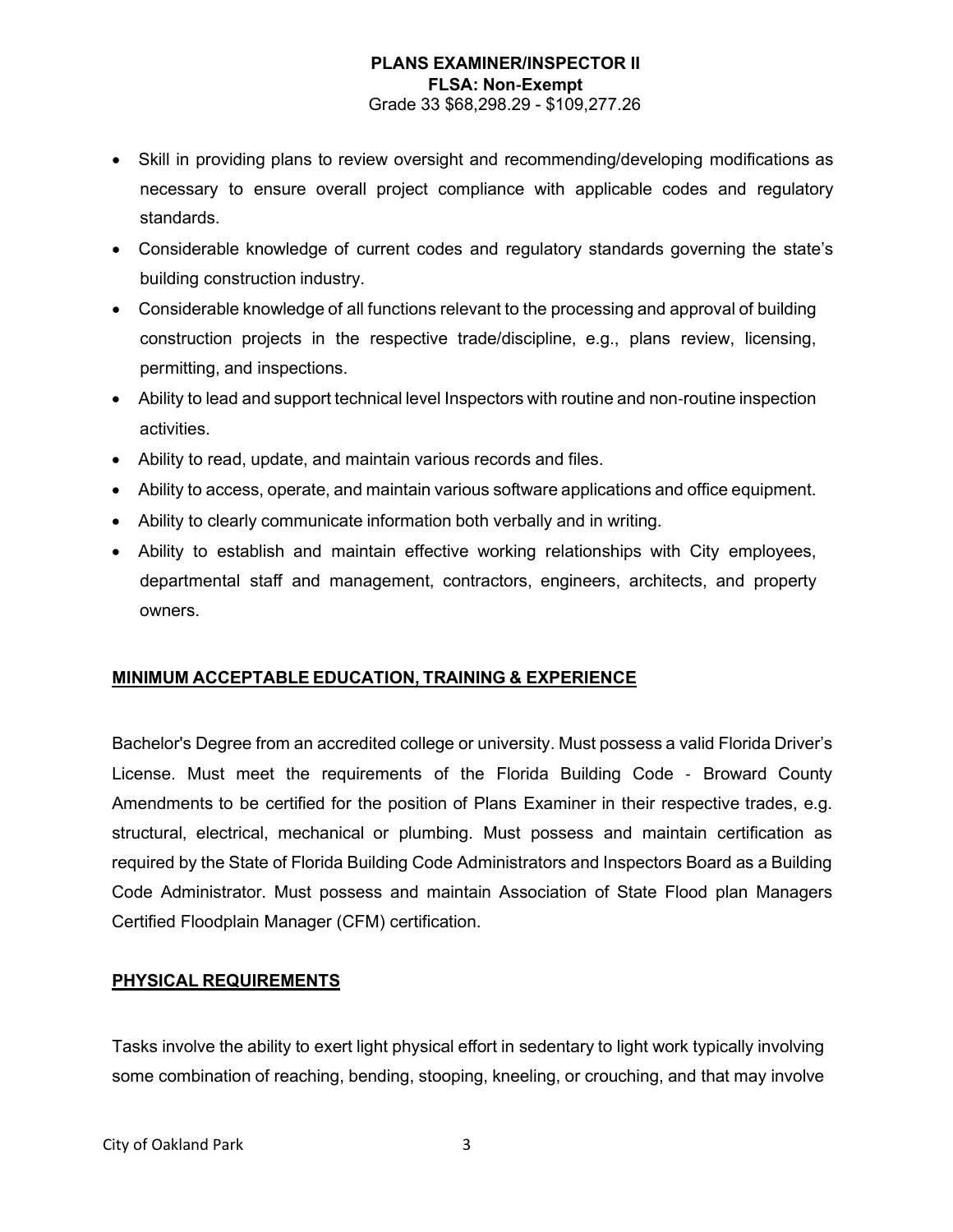- Skill in providing plans to review oversight and recommending/developing modifications as necessary to ensure overall project compliance with applicable codes and regulatory standards.
- Considerable knowledge of current codes and regulatory standards governing the state's building construction industry.
- Considerable knowledge of all functions relevant to the processing and approval of building construction projects in the respective trade/discipline, e.g., plans review, licensing, permitting, and inspections.
- Ability to lead and support technical level Inspectors with routine and non-routine inspection activities.
- Ability to read, update, and maintain various records and files.
- Ability to access, operate, and maintain various software applications and office equipment.
- Ability to clearly communicate information both verbally and in writing.
- Ability to establish and maintain effective working relationships with City employees, departmental staff and management, contractors, engineers, architects, and property owners.

## MINIMUM ACCEPTABLE EDUCATION, TRAINING & EXPERIENCE

Bachelor's Degree from an accredited college or university. Must possess a valid Florida Driver's License. Must meet the requirements of the Florida Building Code - Broward County Amendments to be certified for the position of Plans Examiner in their respective trades, e.g. structural, electrical, mechanical or plumbing. Must possess and maintain certification as required by the State of Florida Building Code Administrators and Inspectors Board as a Building Code Administrator. Must possess and maintain Association of State Flood plan Managers Certified Floodplain Manager (CFM) certification.

## PHYSICAL REQUIREMENTS

Tasks involve the ability to exert light physical effort in sedentary to light work typically involving some combination of reaching, bending, stooping, kneeling, or crouching, and that may involve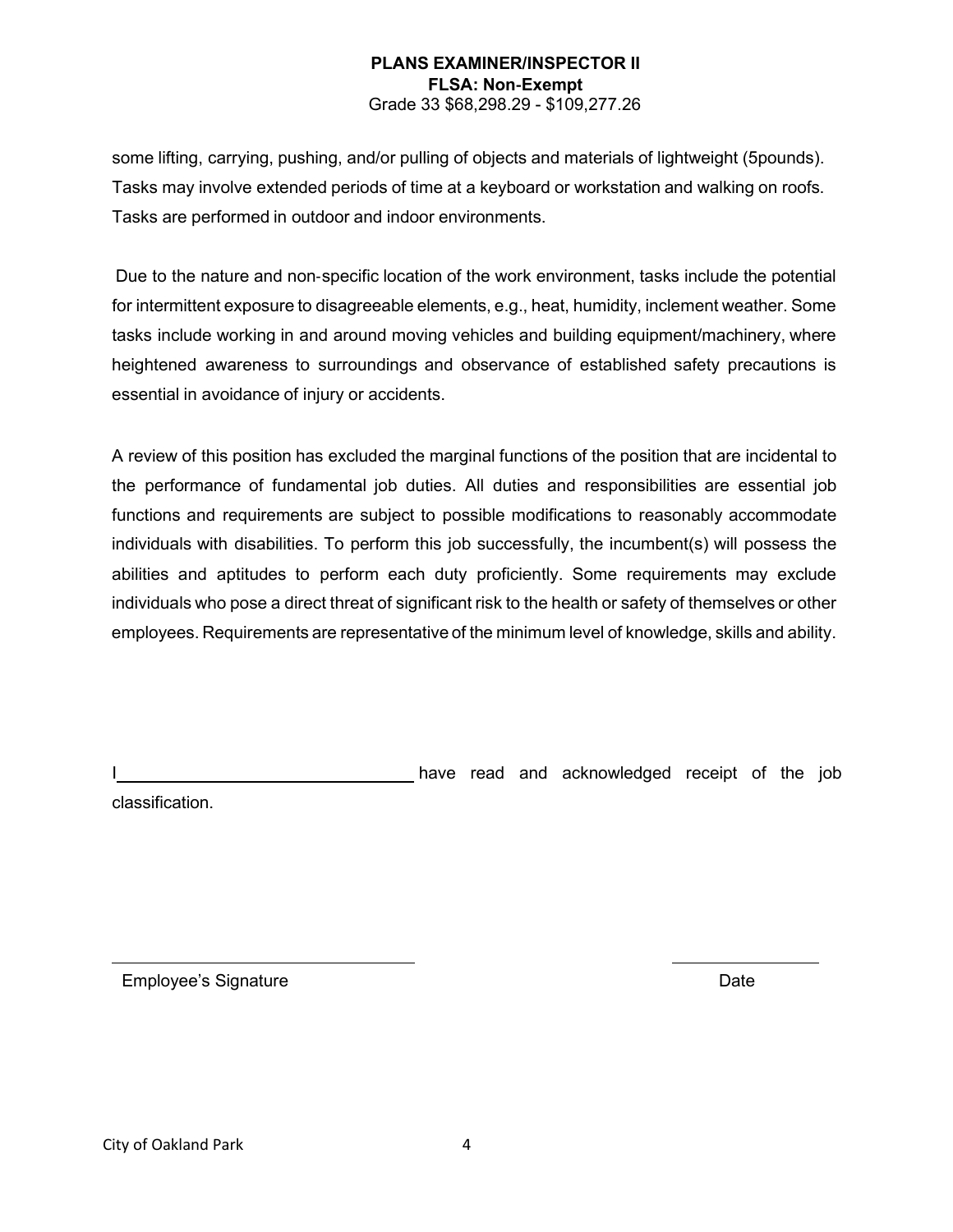**PLANS EXAMINER/INSPECTOR II**
**FLSA: Non-Exempt**
Grade 33 $68,298.29 - $109,277.26

some lifting, carrying, pushing, and/or pulling of objects and materials of lightweight (5pounds). Tasks may involve extended periods of time at a keyboard or workstation and walking on roofs. Tasks are performed in outdoor and indoor environments.

Due to the nature and non-specific location of the work environment, tasks include the potential for intermittent exposure to disagreeable elements, e.g., heat, humidity, inclement weather. Some tasks include working in and around moving vehicles and building equipment/machinery, where heightened awareness to surroundings and observance of established safety precautions is essential in avoidance of injury or accidents.

A review of this position has excluded the marginal functions of the position that are incidental to the performance of fundamental job duties. All duties and responsibilities are essential job functions and requirements are subject to possible modifications to reasonably accommodate individuals with disabilities. To perform this job successfully, the incumbent(s) will possess the abilities and aptitudes to perform each duty proficiently. Some requirements may exclude individuals who pose a direct threat of significant risk to the health or safety of themselves or other employees. Requirements are representative of the minimum level of knowledge, skills and ability.

I\_\_\_\_\_\_\_\_\_\_\_\_\_\_\_\_\_\_\_\_\_\_\_\_\_\_\_\_\_\_ have read and acknowledged receipt of the job classification.

\_\_\_\_\_\_\_\_\_\_\_\_\_\_\_\_\_\_\_\_\_\_\_\_\_\_\_\_\_\_ \_\_\_\_\_\_\_\_\_\_\_\_\_\_\_\_

Employee's Signature Date